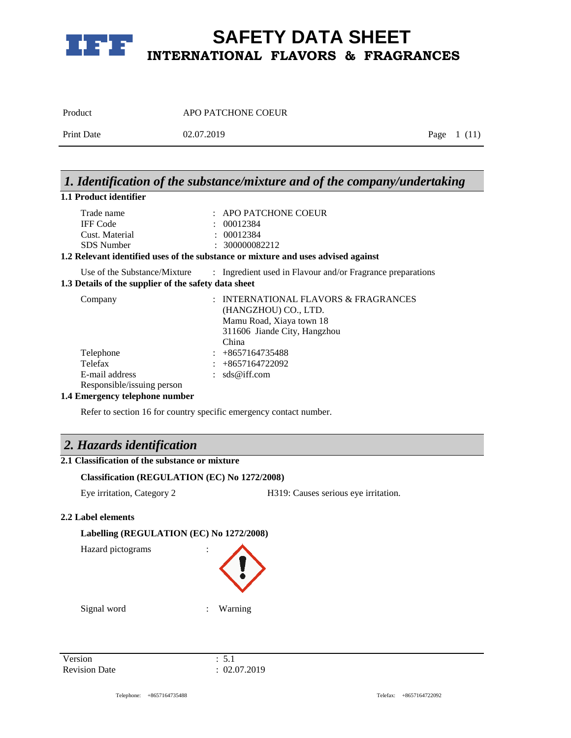# SAFETY DATA SHEET
## INTERNATIONAL FLAVORS & FRAGRANCES

| | | |
|---|---|---|
| Product | APO PATCHONE COEUR | |
| Print Date | 02.07.2019 | Page 1 (11) |

## 1. Identification of the substance/mixture and of the company/undertaking

### 1.1 Product identifier

| | | |
|---|---|---|
| Trade name | : | APO PATCHONE COEUR |
| IFF Code | : | 00012384 |
| Cust. Material | : | 00012384 |
| SDS Number | : | 300000082212 |

### 1.2 Relevant identified uses of the substance or mixture and uses advised against

| | | |
|---|---|---|
| Use of the Substance/Mixture | : | Ingredient used in Flavour and/or Fragrance preparations |

### 1.3 Details of the supplier of the safety data sheet

| | | |
|---|---|---|
| Company | : | INTERNATIONAL FLAVORS & FRAGRANCES (HANGZHOU) CO., LTD.<br>Mamu Road, Xiaya town 18<br>311606 Jiande City, Hangzhou<br>China |
| Telephone | : | +8657164735488 |
| Telefax | : | +8657164722092 |
| E-mail address | : | sds@iff.com |
| Responsible/issuing person | | |

### 1.4 Emergency telephone number

Refer to section 16 for country specific emergency contact number.

## 2. Hazards identification

### 2.1 Classification of the substance or mixture

**Classification (REGULATION (EC) No 1272/2008)**

| | |
|---|---|
| Eye irritation, Category 2 | H319: Causes serious eye irritation. |

### 2.2 Label elements

**Labelling (REGULATION (EC) No 1272/2008)**

Hazard pictograms :

Signal word : Warning

| | |
|---|---|
| Version | : 5.1 |
| Revision Date | : 02.07.2019 |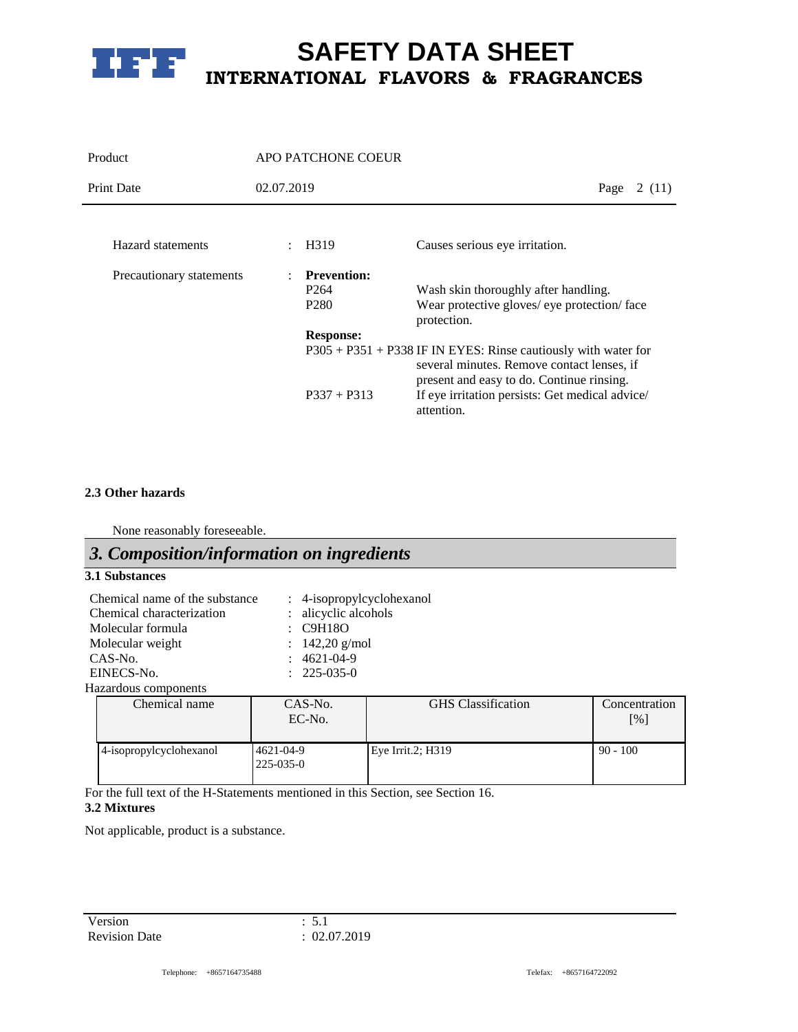| | | | |
|---|---|---|---|
| Hazard statements | : | H319 | Causes serious eye irritation. |
| Precautionary statements | : | **Prevention:** | |
| | | P264 | Wash skin thoroughly after handling. |
| | | P280 | Wear protective gloves/ eye protection/ face protection. |
| | | **Response:** | |
| | | P305 + P351 + P338 | IF IN EYES: Rinse cautiously with water for several minutes. Remove contact lenses, if present and easy to do. Continue rinsing. |
| | | P337 + P313 | If eye irritation persists: Get medical advice/ attention. |

**2.3 Other hazards**

None reasonably foreseeable.

## *3. Composition/information on ingredients*

**3.1 Substances**

| | | |
|---|---|---|
| Chemical name of the substance | : | 4-isopropylcyclohexanol |
| Chemical characterization | : | alicyclic alcohols |
| Molecular formula | : | $C_9H_{18}O$ |
| Molecular weight | : | 142,20 g/mol |
| CAS-No. | : | 4621-04-9 |
| EINECS-No. | : | 225-035-0 |

Hazardous components

| Chemical name | CAS-No. EC-No. | GHS Classification | Concentration [%] |
|---|---|---|---|
| 4-isopropylcyclohexanol | 4621-04-9 225-035-0 | Eye Irrit.2; H319 | 90 - 100 |

For the full text of the H-Statements mentioned in this Section, see Section 16.

**3.2 Mixtures**

Not applicable, product is a substance.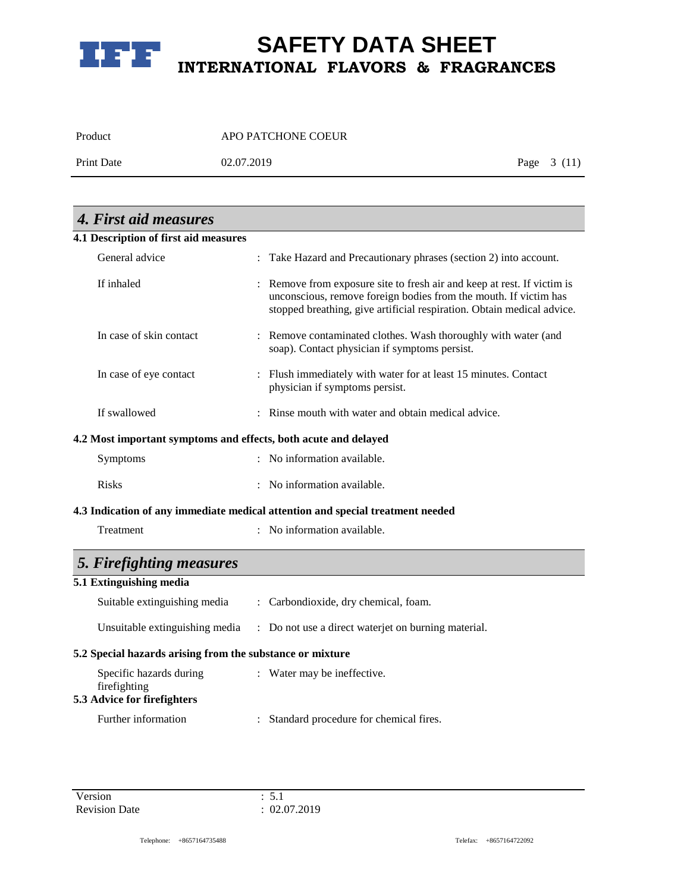## 4. First aid measures

### 4.1 Description of first aid measures

| | |
|---|---|
| General advice | : Take Hazard and Precautionary phrases (section 2) into account. |
| If inhaled | : Remove from exposure site to fresh air and keep at rest. If victim is unconscious, remove foreign bodies from the mouth. If victim has stopped breathing, give artificial respiration. Obtain medical advice. |
| In case of skin contact | : Remove contaminated clothes. Wash thoroughly with water (and soap). Contact physician if symptoms persist. |
| In case of eye contact | : Flush immediately with water for at least 15 minutes. Contact physician if symptoms persist. |
| If swallowed | : Rinse mouth with water and obtain medical advice. |

### 4.2 Most important symptoms and effects, both acute and delayed

| | |
|---|---|
| Symptoms | : No information available. |
| Risks | : No information available. |

### 4.3 Indication of any immediate medical attention and special treatment needed

| | |
|---|---|
| Treatment | : No information available. |

## 5. Firefighting measures

### 5.1 Extinguishing media

| | |
|---|---|
| Suitable extinguishing media | : Carbondioxide, dry chemical, foam. |
| Unsuitable extinguishing media | : Do not use a direct waterjet on burning material. |

### 5.2 Special hazards arising from the substance or mixture

| | |
|---|---|
| Specific hazards during firefighting | : Water may be ineffective. |

### 5.3 Advice for firefighters

| | |
|---|---|
| Further information | : Standard procedure for chemical fires. |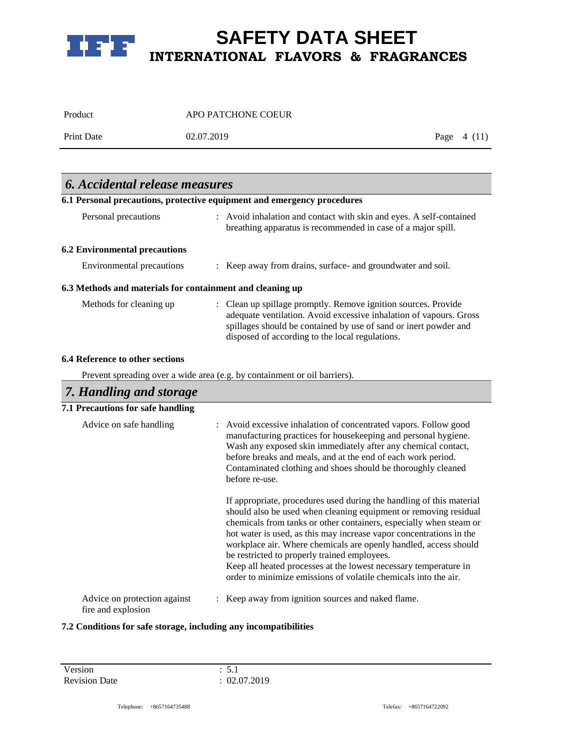## *6. Accidental release measures*

### 6.1 Personal precautions, protective equipment and emergency procedures

Personal precautions : Avoid inhalation and contact with skin and eyes. A self-contained breathing apparatus is recommended in case of a major spill.

### 6.2 Environmental precautions

Environmental precautions : Keep away from drains, surface- and groundwater and soil.

### 6.3 Methods and materials for containment and cleaning up

Methods for cleaning up : Clean up spillage promptly. Remove ignition sources. Provide adequate ventilation. Avoid excessive inhalation of vapours. Gross spillages should be contained by use of sand or inert powder and disposed of according to the local regulations.

### 6.4 Reference to other sections

Prevent spreading over a wide area (e.g. by containment or oil barriers).

## *7. Handling and storage*

### 7.1 Precautions for safe handling

Advice on safe handling : Avoid excessive inhalation of concentrated vapors. Follow good manufacturing practices for housekeeping and personal hygiene. Wash any exposed skin immediately after any chemical contact, before breaks and meals, and at the end of each work period. Contaminated clothing and shoes should be thoroughly cleaned before re-use.

If appropriate, procedures used during the handling of this material should also be used when cleaning equipment or removing residual chemicals from tanks or other containers, especially when steam or hot water is used, as this may increase vapor concentrations in the workplace air. Where chemicals are openly handled, access should be restricted to properly trained employees.
Keep all heated processes at the lowest necessary temperature in order to minimize emissions of volatile chemicals into the air.

Advice on protection against fire and explosion : Keep away from ignition sources and naked flame.

### 7.2 Conditions for safe storage, including any incompatibilities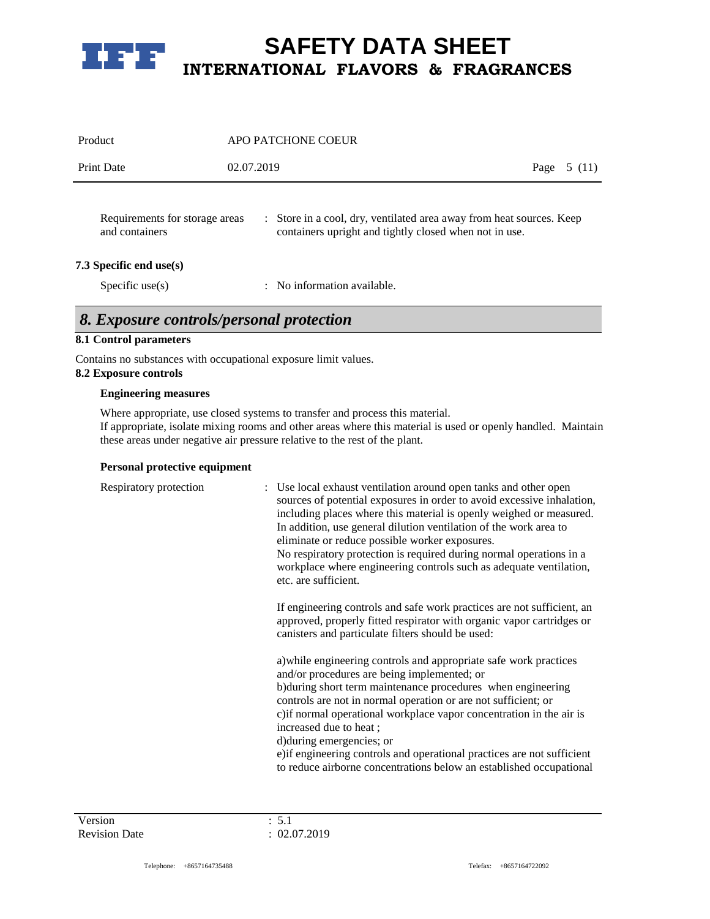| | |
|---|---|
| Requirements for storage areas and containers | : Store in a cool, dry, ventilated area away from heat sources. Keep containers upright and tightly closed when not in use. |

**7.3 Specific end use(s)**

| | |
|---|---|
| Specific use(s) | : No information available. |

## *8. Exposure controls/personal protection*

**8.1 Control parameters**

Contains no substances with occupational exposure limit values.

**8.2 Exposure controls**

**Engineering measures**

Where appropriate, use closed systems to transfer and process this material.
If appropriate, isolate mixing rooms and other areas where this material is used or openly handled. Maintain these areas under negative air pressure relative to the rest of the plant.

**Personal protective equipment**

Respiratory protection : Use local exhaust ventilation around open tanks and other open sources of potential exposures in order to avoid excessive inhalation, including places where this material is openly weighed or measured. In addition, use general dilution ventilation of the work area to eliminate or reduce possible worker exposures.
No respiratory protection is required during normal operations in a workplace where engineering controls such as adequate ventilation, etc. are sufficient.

If engineering controls and safe work practices are not sufficient, an approved, properly fitted respirator with organic vapor cartridges or canisters and particulate filters should be used:

a)while engineering controls and appropriate safe work practices and/or procedures are being implemented; or
b)during short term maintenance procedures when engineering controls are not in normal operation or are not sufficient; or
c)if normal operational workplace vapor concentration in the air is increased due to heat ;
d)during emergencies; or
e)if engineering controls and operational practices are not sufficient to reduce airborne concentrations below an established occupational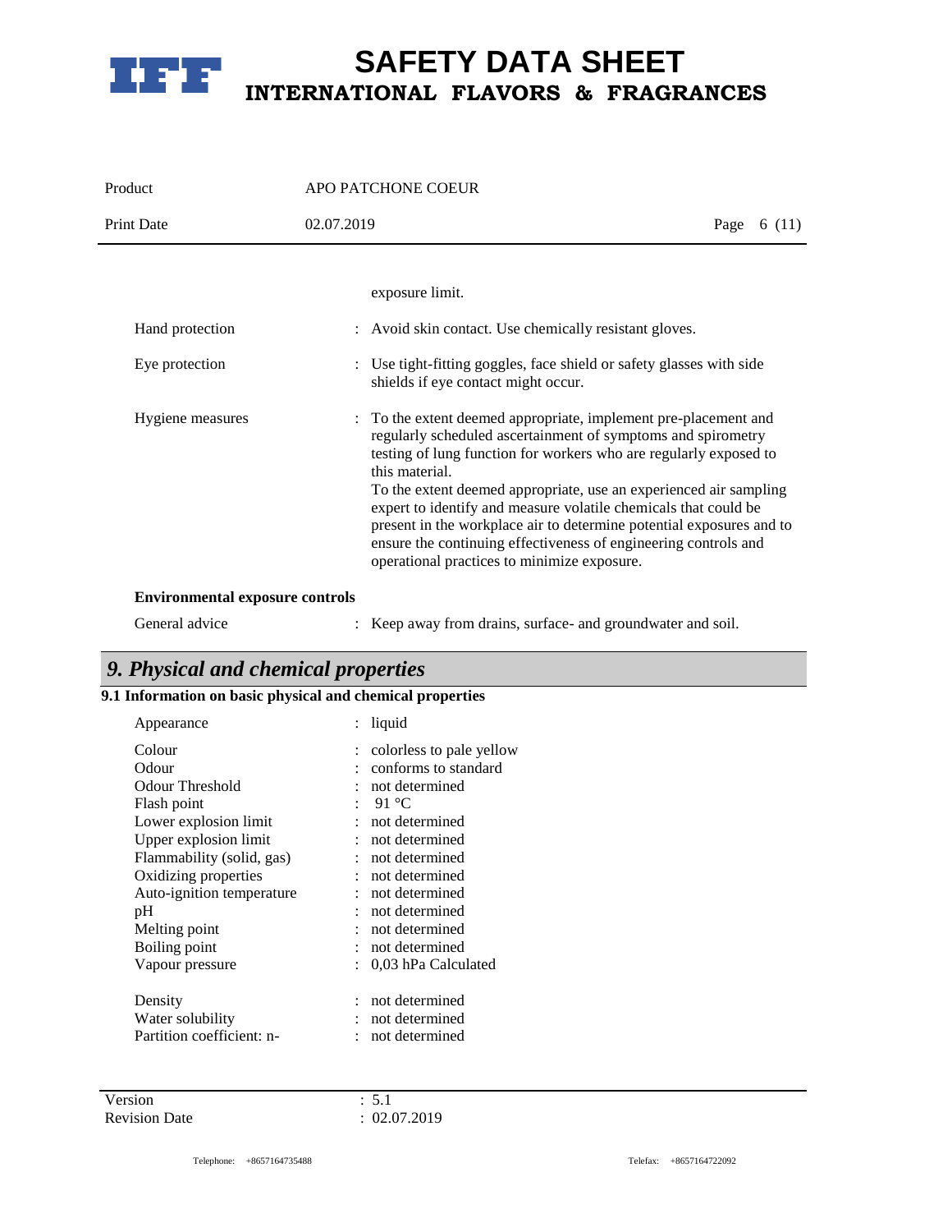exposure limit.

| | | |
|---|---|---|
| Hand protection | : | Avoid skin contact. Use chemically resistant gloves. |
| Eye protection | : | Use tight-fitting goggles, face shield or safety glasses with side shields if eye contact might occur. |
| Hygiene measures | : | To the extent deemed appropriate, implement pre-placement and regularly scheduled ascertainment of symptoms and spirometry testing of lung function for workers who are regularly exposed to this material.<br>To the extent deemed appropriate, use an experienced air sampling expert to identify and measure volatile chemicals that could be present in the workplace air to determine potential exposures and to ensure the continuing effectiveness of engineering controls and operational practices to minimize exposure. |

**Environmental exposure controls**

| | | |
|---|---|---|
| General advice | : | Keep away from drains, surface- and groundwater and soil. |

## *9. Physical and chemical properties*

### 9.1 Information on basic physical and chemical properties

| | | |
|---|---|---|
| Appearance | : | liquid |
| Colour | : | colorless to pale yellow |
| Odour | : | conforms to standard |
| Odour Threshold | : | not determined |
| Flash point | : | 91 °C |
| Lower explosion limit | : | not determined |
| Upper explosion limit | : | not determined |
| Flammability (solid, gas) | : | not determined |
| Oxidizing properties | : | not determined |
| Auto-ignition temperature | : | not determined |
| pH | : | not determined |
| Melting point | : | not determined |
| Boiling point | : | not determined |
| Vapour pressure | : | 0,03 hPa Calculated |
| Density | : | not determined |
| Water solubility | : | not determined |
| Partition coefficient: n- | : | not determined |

Version : 5.1
Revision Date : 02.07.2019

Telephone: +8657164735488 Telefax: +8657164722092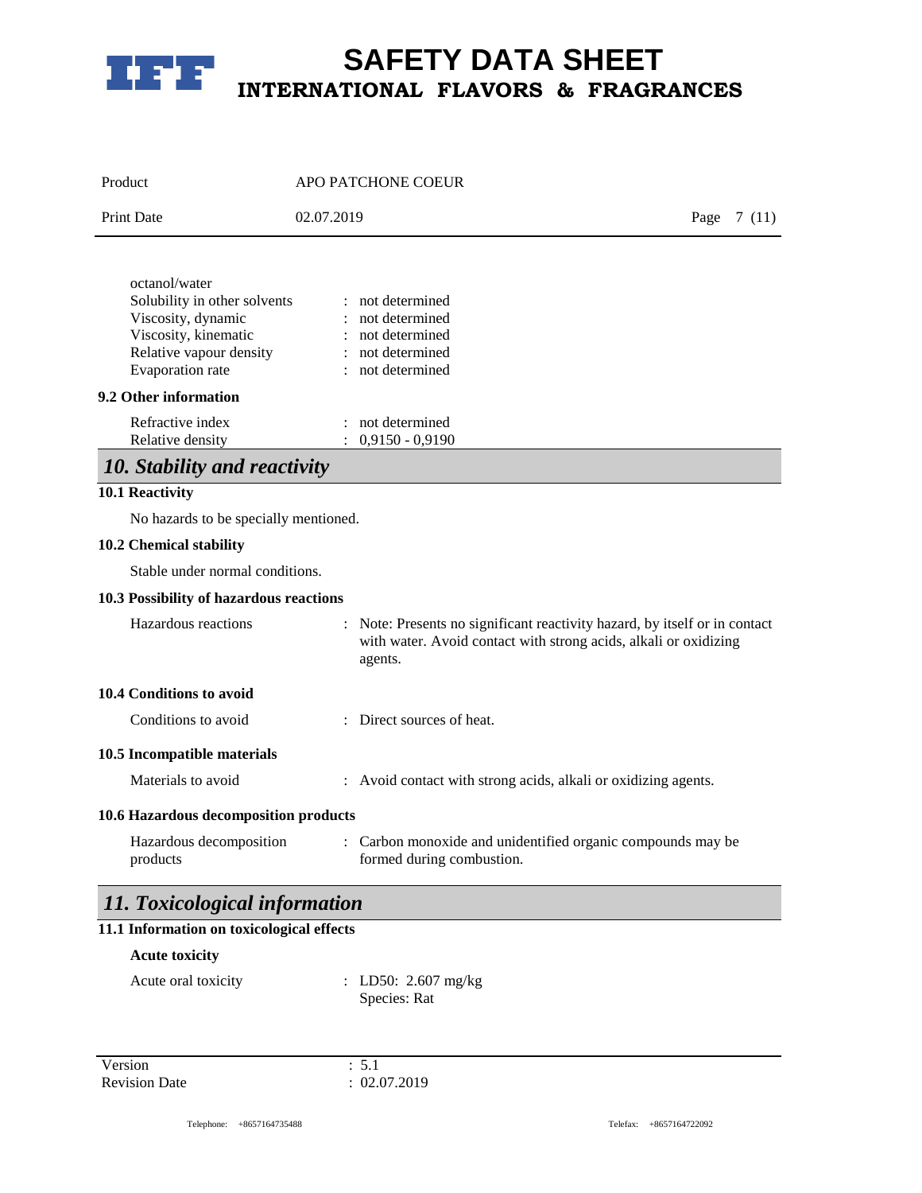| | | |
|---|---|---|
| octanol/water | | |
| Solubility in other solvents | : | not determined |
| Viscosity, dynamic | : | not determined |
| Viscosity, kinematic | : | not determined |
| Relative vapour density | : | not determined |
| Evaporation rate | : | not determined |

**9.2 Other information**

| | | |
|---|---|---|
| Refractive index | : | not determined |
| Relative density | : | 0,9150 - 0,9190 |

## *10. Stability and reactivity*

**10.1 Reactivity**

No hazards to be specially mentioned.

**10.2 Chemical stability**

Stable under normal conditions.

**10.3 Possibility of hazardous reactions**

Hazardous reactions : Note: Presents no significant reactivity hazard, by itself or in contact with water. Avoid contact with strong acids, alkali or oxidizing agents.

**10.4 Conditions to avoid**

Conditions to avoid : Direct sources of heat.

**10.5 Incompatible materials**

Materials to avoid : Avoid contact with strong acids, alkali or oxidizing agents.

**10.6 Hazardous decomposition products**

Hazardous decomposition products : Carbon monoxide and unidentified organic compounds may be formed during combustion.

## *11. Toxicological information*

**11.1 Information on toxicological effects**

**Acute toxicity**

Acute oral toxicity : LD50: 2.607 mg/kg
Species: Rat

Version : 5.1
Revision Date : 02.07.2019

Telephone: +8657164735488 Telefax: +8657164722092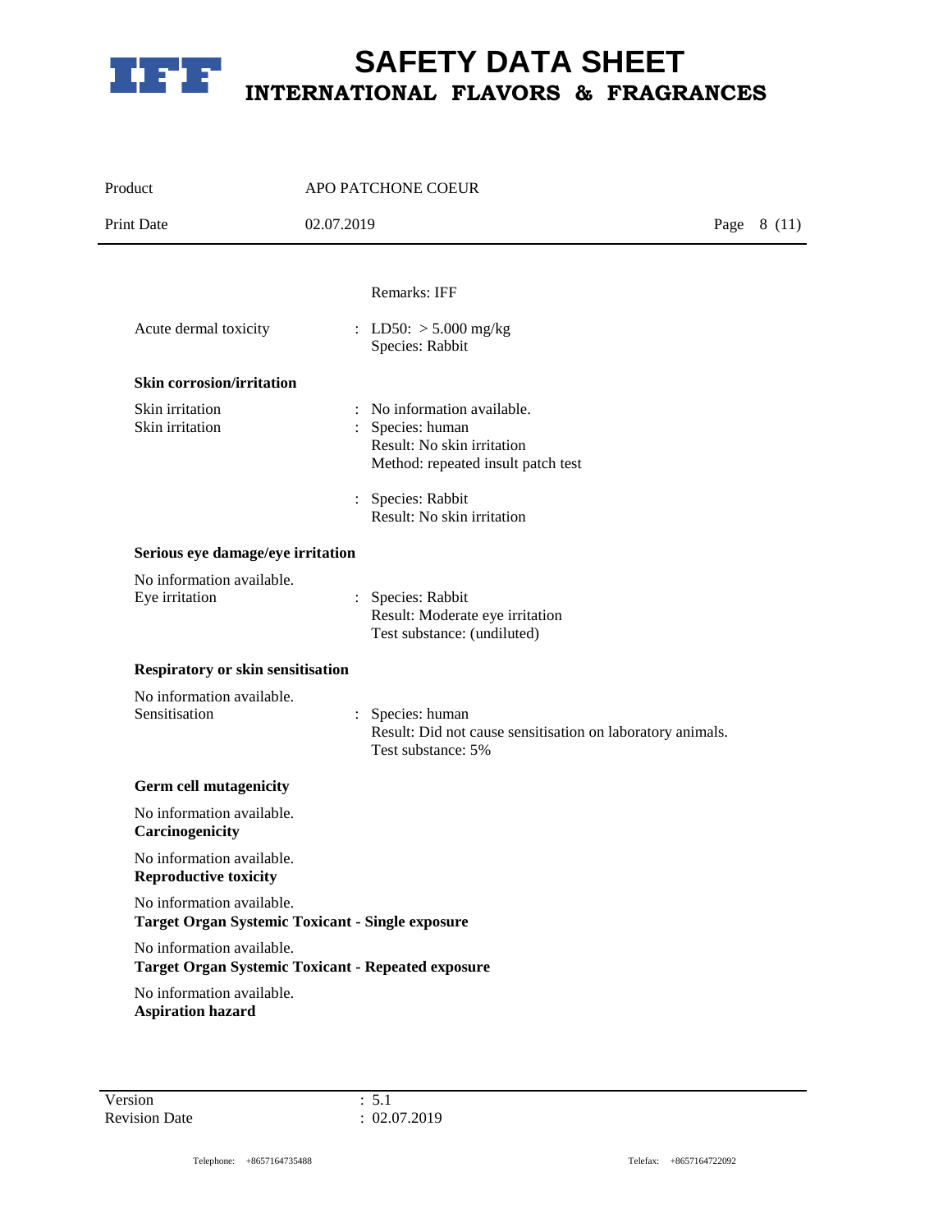Remarks: IFF

Acute dermal toxicity : LD50: > 5.000 mg/kg
Species: Rabbit

**Skin corrosion/irritation**

Skin irritation : No information available.
Skin irritation : Species: human
Result: No skin irritation
Method: repeated insult patch test

: Species: Rabbit
Result: No skin irritation

**Serious eye damage/eye irritation**

No information available.
Eye irritation : Species: Rabbit
Result: Moderate eye irritation
Test substance: (undiluted)

**Respiratory or skin sensitisation**

No information available.
Sensitisation : Species: human
Result: Did not cause sensitisation on laboratory animals.
Test substance: 5%

**Germ cell mutagenicity**

No information available.

**Carcinogenicity**

No information available.

**Reproductive toxicity**

No information available.

**Target Organ Systemic Toxicant - Single exposure**

No information available.

**Target Organ Systemic Toxicant - Repeated exposure**

No information available.

**Aspiration hazard**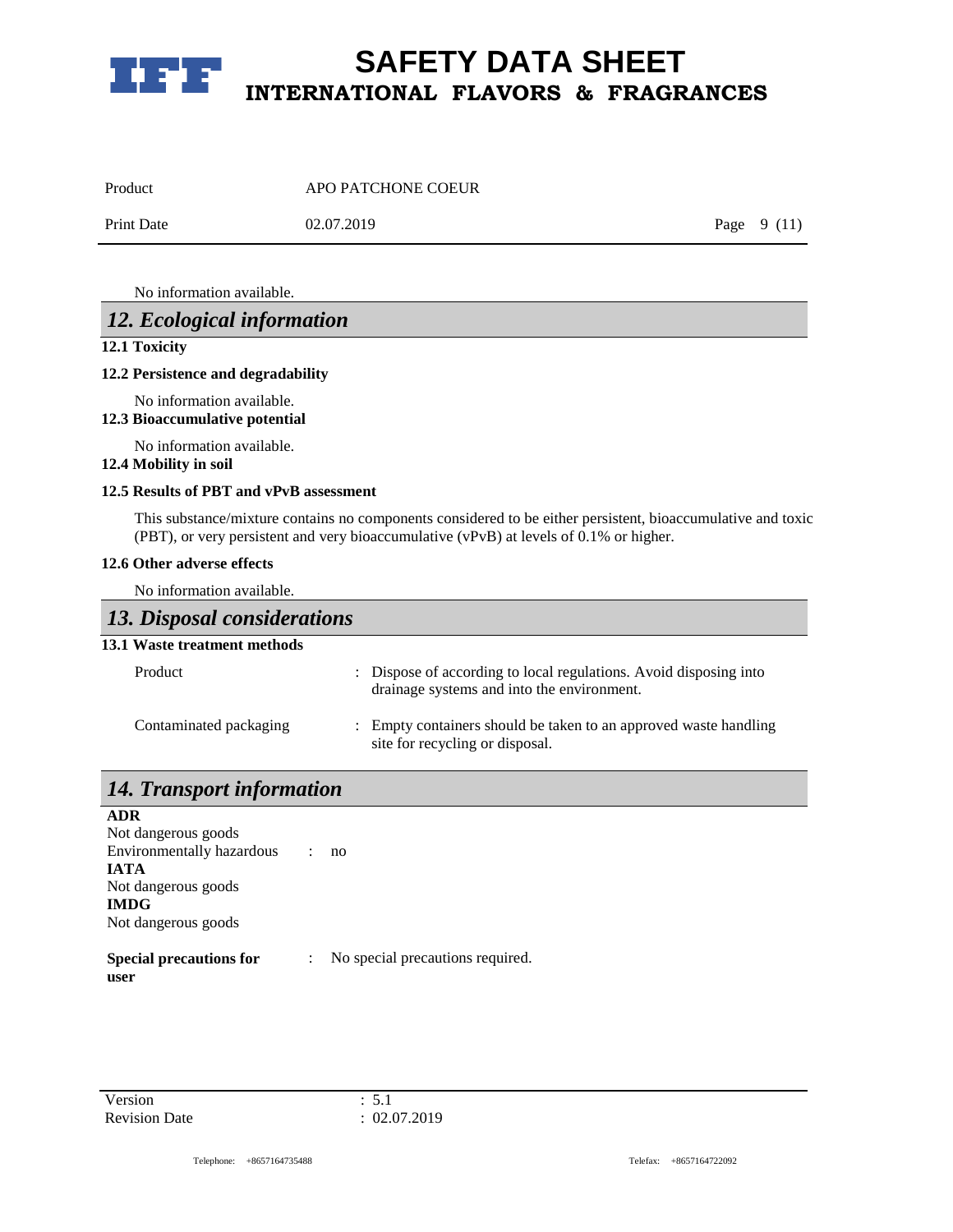No information available.

## 12. Ecological information

**12.1 Toxicity**

**12.2 Persistence and degradability**

No information available.

**12.3 Bioaccumulative potential**

No information available.

**12.4 Mobility in soil**

**12.5 Results of PBT and vPvB assessment**

This substance/mixture contains no components considered to be either persistent, bioaccumulative and toxic (PBT), or very persistent and very bioaccumulative (vPvB) at levels of 0.1% or higher.

**12.6 Other adverse effects**

No information available.

## 13. Disposal considerations

**13.1 Waste treatment methods**

| | | |
|---|---|---|
| Product | : | Dispose of according to local regulations. Avoid disposing into drainage systems and into the environment. |
| Contaminated packaging | : | Empty containers should be taken to an approved waste handling site for recycling or disposal. |

## 14. Transport information

**ADR**

Not dangerous goods

Environmentally hazardous : no

**IATA**

Not dangerous goods

**IMDG**

Not dangerous goods

**Special precautions for user** : No special precautions required.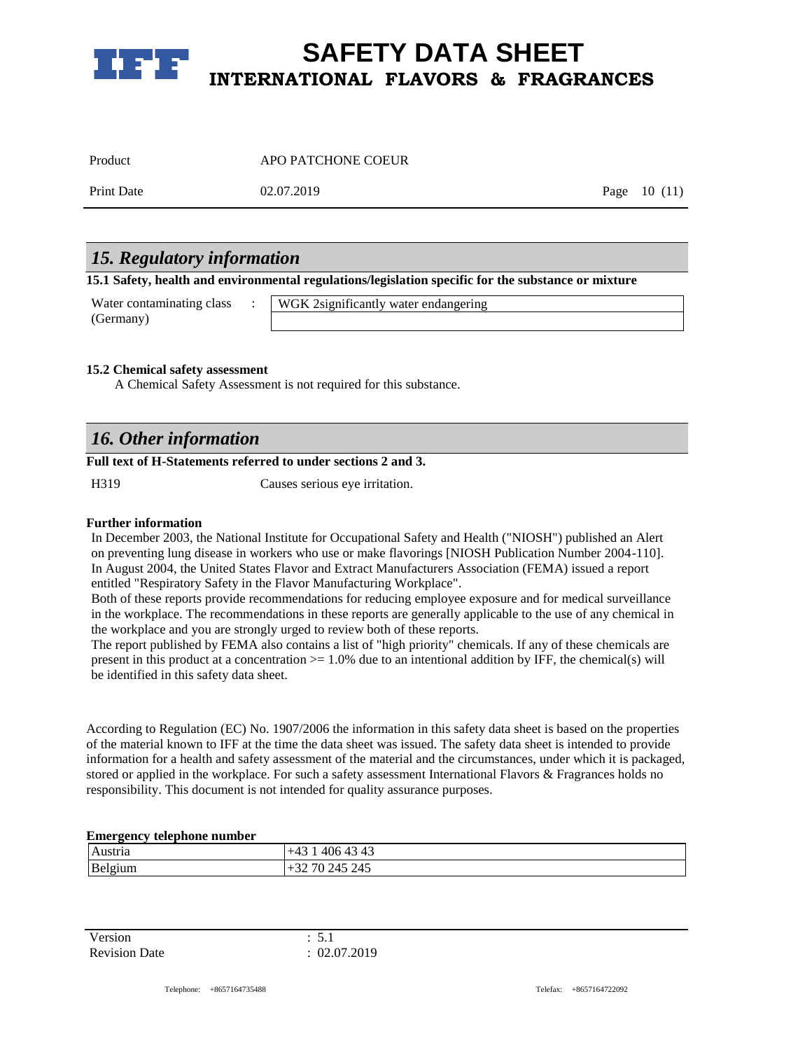## 15. Regulatory information

**15.1 Safety, health and environmental regulations/legislation specific for the substance or mixture**

| Water contaminating class (Germany) | : | WGK 2significantly water endangering |
|---|---|---|

**15.2 Chemical safety assessment**

A Chemical Safety Assessment is not required for this substance.

## 16. Other information

**Full text of H-Statements referred to under sections 2 and 3.**

| H319 | Causes serious eye irritation. |
|---|---|

**Further information**

In December 2003, the National Institute for Occupational Safety and Health ("NIOSH") published an Alert on preventing lung disease in workers who use or make flavorings [NIOSH Publication Number 2004-110]. In August 2004, the United States Flavor and Extract Manufacturers Association (FEMA) issued a report entitled "Respiratory Safety in the Flavor Manufacturing Workplace".
Both of these reports provide recommendations for reducing employee exposure and for medical surveillance in the workplace. The recommendations in these reports are generally applicable to the use of any chemical in the workplace and you are strongly urged to review both of these reports.
The report published by FEMA also contains a list of "high priority" chemicals. If any of these chemicals are present in this product at a concentration >= 1.0% due to an intentional addition by IFF, the chemical(s) will be identified in this safety data sheet.

According to Regulation (EC) No. 1907/2006 the information in this safety data sheet is based on the properties of the material known to IFF at the time the data sheet was issued. The safety data sheet is intended to provide information for a health and safety assessment of the material and the circumstances, under which it is packaged, stored or applied in the workplace. For such a safety assessment International Flavors & Fragrances holds no responsibility. This document is not intended for quality assurance purposes.

**Emergency telephone number**

| Austria | +43 1 406 43 43 |
|---|---|
| Belgium | +32 70 245 245 |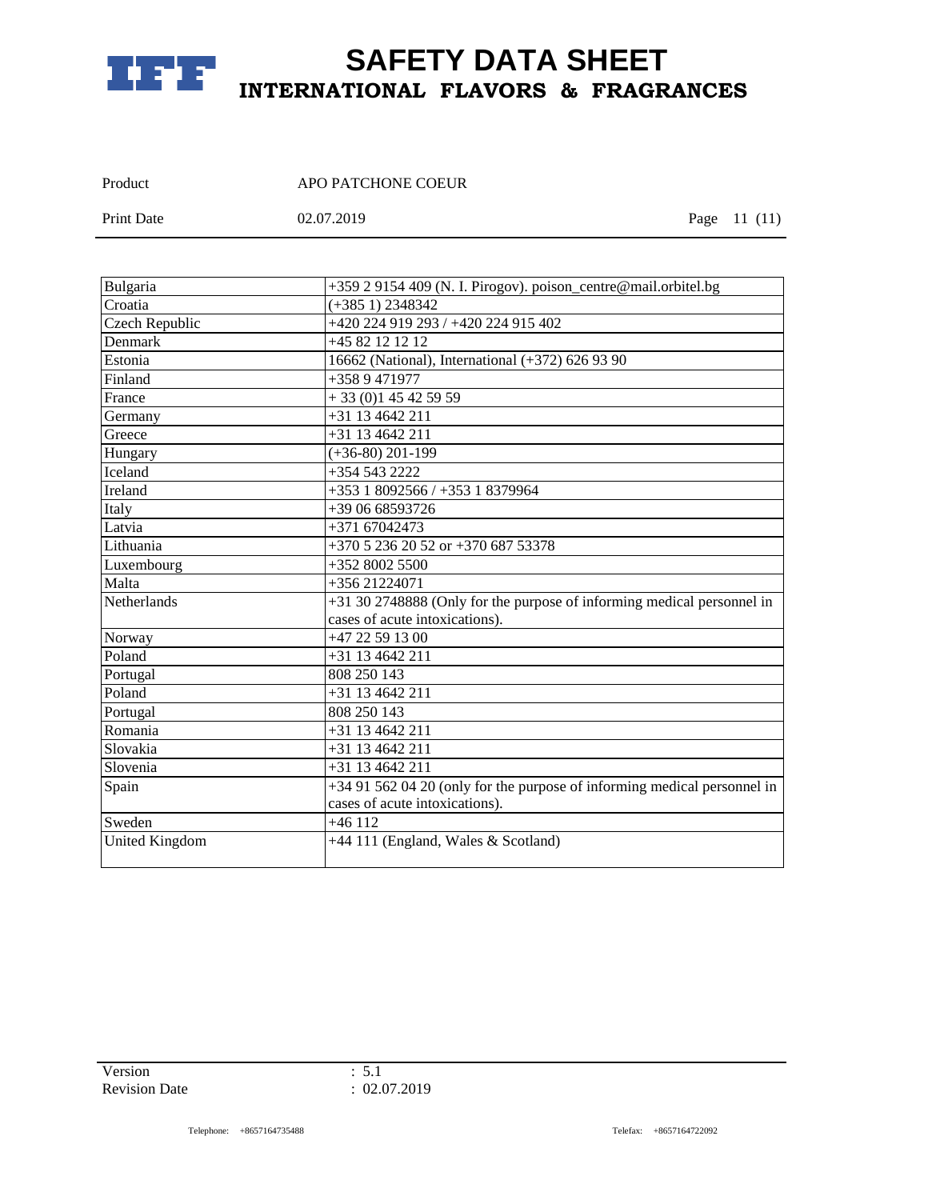| | |
|---|---|
| Bulgaria | +359 2 9154 409 (N. I. Pirogov). poison_centre@mail.orbitel.bg |
| Croatia | (+385 1) 2348342 |
| Czech Republic | +420 224 919 293 / +420 224 915 402 |
| Denmark | +45 82 12 12 12 |
| Estonia | 16662 (National), International (+372) 626 93 90 |
| Finland | +358 9 471977 |
| France | + 33 (0)1 45 42 59 59 |
| Germany | +31 13 4642 211 |
| Greece | +31 13 4642 211 |
| Hungary | (+36-80) 201-199 |
| Iceland | +354 543 2222 |
| Ireland | +353 1 8092566 / +353 1 8379964 |
| Italy | +39 06 68593726 |
| Latvia | +371 67042473 |
| Lithuania | +370 5 236 20 52 or +370 687 53378 |
| Luxembourg | +352 8002 5500 |
| Malta | +356 21224071 |
| Netherlands | +31 30 2748888 (Only for the purpose of informing medical personnel in cases of acute intoxications). |
| Norway | +47 22 59 13 00 |
| Poland | +31 13 4642 211 |
| Portugal | 808 250 143 |
| Poland | +31 13 4642 211 |
| Portugal | 808 250 143 |
| Romania | +31 13 4642 211 |
| Slovakia | +31 13 4642 211 |
| Slovenia | +31 13 4642 211 |
| Spain | +34 91 562 04 20 (only for the purpose of informing medical personnel in cases of acute intoxications). |
| Sweden | +46 112 |
| United Kingdom | +44 111 (England, Wales & Scotland) |